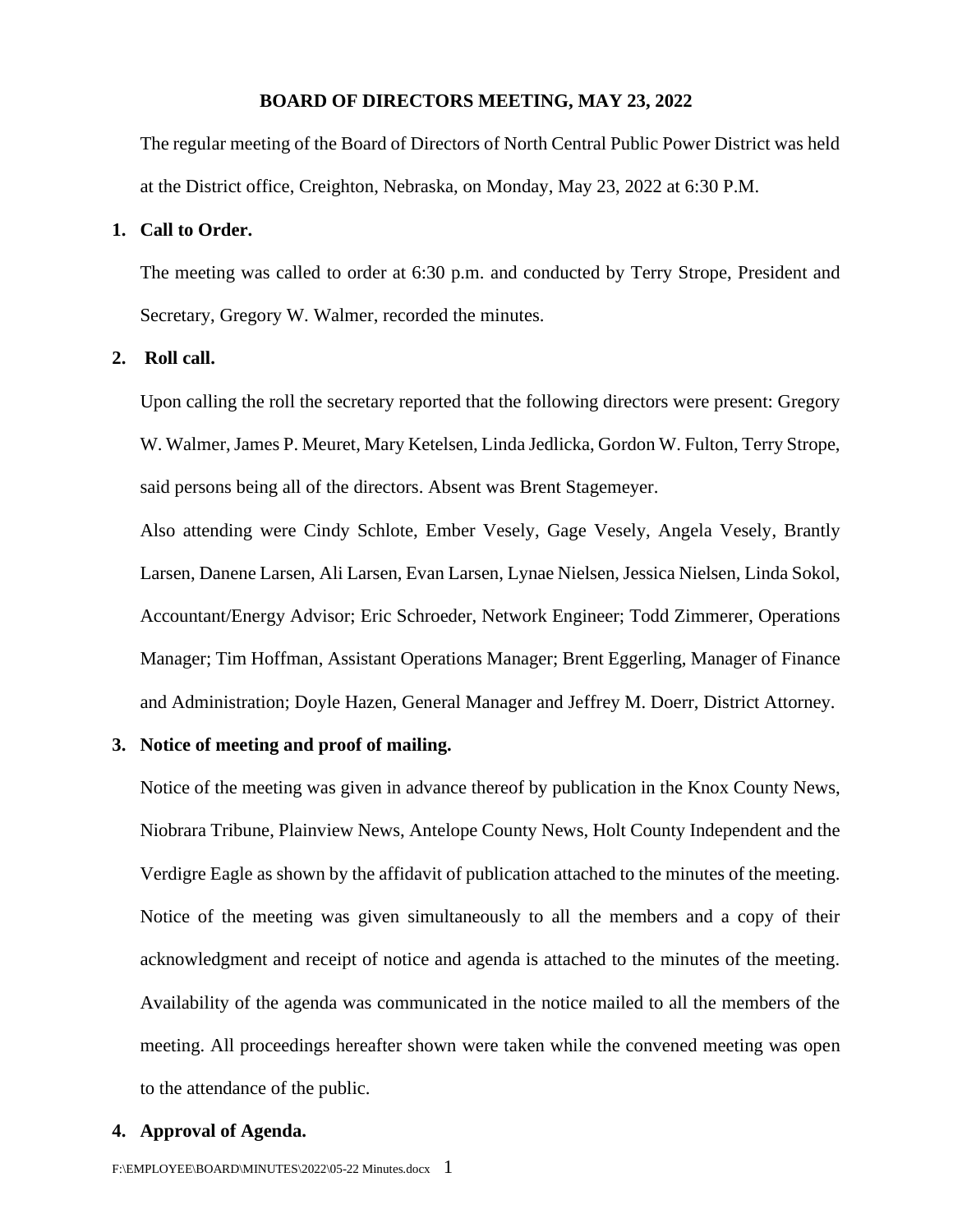# BOARD OF DIRECTORS MEETING, MAY 23, 2022

The regular meeting of the Board of Directors of North Central Public Power District was held at the District office, Creighton, Nebraska, on Monday, May 23, 2022 at 6:30 P.M.

1. **Call to Order.**

   The meeting was called to order at 6:30 p.m. and conducted by Terry Strope, President and Secretary, Gregory W. Walmer, recorded the minutes.

2. **Roll call.**

   Upon calling the roll the secretary reported that the following directors were present: Gregory W. Walmer, James P. Meuret, Mary Ketelsen, Linda Jedlicka, Gordon W. Fulton, Terry Strope, said persons being all of the directors. Absent was Brent Stagemeyer.

   Also attending were Cindy Schlote, Ember Vesely, Gage Vesely, Angela Vesely, Brantly Larsen, Danene Larsen, Ali Larsen, Evan Larsen, Lynae Nielsen, Jessica Nielsen, Linda Sokol, Accountant/Energy Advisor; Eric Schroeder, Network Engineer; Todd Zimmerer, Operations Manager; Tim Hoffman, Assistant Operations Manager; Brent Eggerling, Manager of Finance and Administration; Doyle Hazen, General Manager and Jeffrey M. Doerr, District Attorney.

3. **Notice of meeting and proof of mailing.**

   Notice of the meeting was given in advance thereof by publication in the Knox County News, Niobrara Tribune, Plainview News, Antelope County News, Holt County Independent and the Verdigre Eagle as shown by the affidavit of publication attached to the minutes of the meeting. Notice of the meeting was given simultaneously to all the members and a copy of their acknowledgment and receipt of notice and agenda is attached to the minutes of the meeting. Availability of the agenda was communicated in the notice mailed to all the members of the meeting. All proceedings hereafter shown were taken while the convened meeting was open to the attendance of the public.

4. **Approval of Agenda.**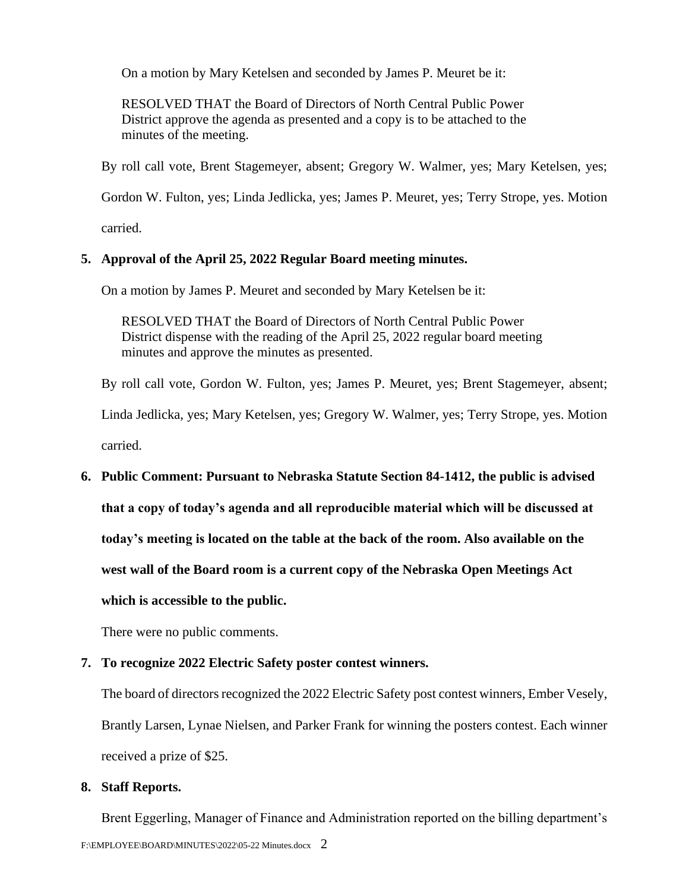On a motion by Mary Ketelsen and seconded by James P. Meuret be it:

> RESOLVED THAT the Board of Directors of North Central Public Power District approve the agenda as presented and a copy is to be attached to the minutes of the meeting.

By roll call vote, Brent Stagemeyer, absent; Gregory W. Walmer, yes; Mary Ketelsen, yes; Gordon W. Fulton, yes; Linda Jedlicka, yes; James P. Meuret, yes; Terry Strope, yes. Motion carried.

**5. Approval of the April 25, 2022 Regular Board meeting minutes.**

On a motion by James P. Meuret and seconded by Mary Ketelsen be it:

> RESOLVED THAT the Board of Directors of North Central Public Power District dispense with the reading of the April 25, 2022 regular board meeting minutes and approve the minutes as presented.

By roll call vote, Gordon W. Fulton, yes; James P. Meuret, yes; Brent Stagemeyer, absent; Linda Jedlicka, yes; Mary Ketelsen, yes; Gregory W. Walmer, yes; Terry Strope, yes. Motion carried.

**6. Public Comment: Pursuant to Nebraska Statute Section 84-1412, the public is advised that a copy of today's agenda and all reproducible material which will be discussed at today's meeting is located on the table at the back of the room. Also available on the west wall of the Board room is a current copy of the Nebraska Open Meetings Act which is accessible to the public.**

There were no public comments.

**7. To recognize 2022 Electric Safety poster contest winners.**

The board of directors recognized the 2022 Electric Safety post contest winners, Ember Vesely, Brantly Larsen, Lynae Nielsen, and Parker Frank for winning the posters contest. Each winner received a prize of $25.

**8. Staff Reports.**

Brent Eggerling, Manager of Finance and Administration reported on the billing department's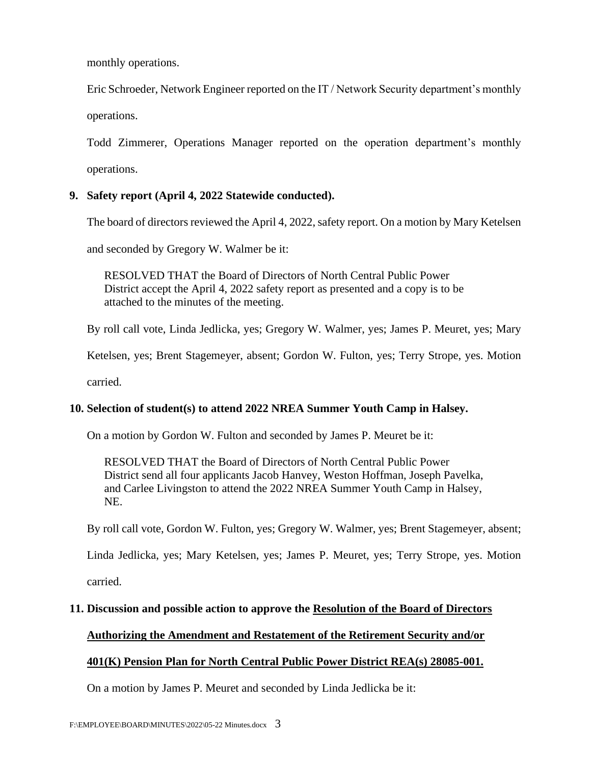monthly operations.

Eric Schroeder, Network Engineer reported on the IT / Network Security department's monthly operations.

Todd Zimmerer, Operations Manager reported on the operation department's monthly operations.

**9. Safety report (April 4, 2022 Statewide conducted).**

The board of directors reviewed the April 4, 2022, safety report. On a motion by Mary Ketelsen and seconded by Gregory W. Walmer be it:

> RESOLVED THAT the Board of Directors of North Central Public Power District accept the April 4, 2022 safety report as presented and a copy is to be attached to the minutes of the meeting.

By roll call vote, Linda Jedlicka, yes; Gregory W. Walmer, yes; James P. Meuret, yes; Mary Ketelsen, yes; Brent Stagemeyer, absent; Gordon W. Fulton, yes; Terry Strope, yes. Motion carried.

**10. Selection of student(s) to attend 2022 NREA Summer Youth Camp in Halsey.**

On a motion by Gordon W. Fulton and seconded by James P. Meuret be it:

> RESOLVED THAT the Board of Directors of North Central Public Power District send all four applicants Jacob Hanvey, Weston Hoffman, Joseph Pavelka, and Carlee Livingston to attend the 2022 NREA Summer Youth Camp in Halsey, NE.

By roll call vote, Gordon W. Fulton, yes; Gregory W. Walmer, yes; Brent Stagemeyer, absent; Linda Jedlicka, yes; Mary Ketelsen, yes; James P. Meuret, yes; Terry Strope, yes. Motion carried.

**11. Discussion and possible action to approve the <u>Resolution of the Board of Directors Authorizing the Amendment and Restatement of the Retirement Security and/or 401(K) Pension Plan for North Central Public Power District REA(s) 28085-001.</u>**

On a motion by James P. Meuret and seconded by Linda Jedlicka be it: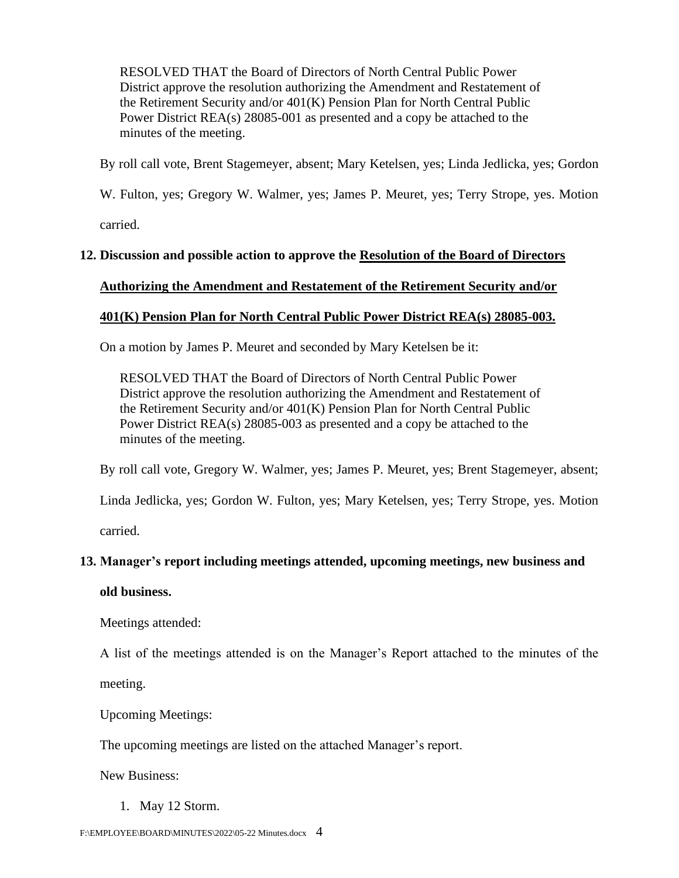> RESOLVED THAT the Board of Directors of North Central Public Power District approve the resolution authorizing the Amendment and Restatement of the Retirement Security and/or 401(K) Pension Plan for North Central Public Power District REA(s) 28085-001 as presented and a copy be attached to the minutes of the meeting.

By roll call vote, Brent Stagemeyer, absent; Mary Ketelsen, yes; Linda Jedlicka, yes; Gordon W. Fulton, yes; Gregory W. Walmer, yes; James P. Meuret, yes; Terry Strope, yes. Motion carried.

**12. Discussion and possible action to approve the <u>Resolution of the Board of Directors Authorizing the Amendment and Restatement of the Retirement Security and/or 401(K) Pension Plan for North Central Public Power District REA(s) 28085-003.</u>**

On a motion by James P. Meuret and seconded by Mary Ketelsen be it:

> RESOLVED THAT the Board of Directors of North Central Public Power District approve the resolution authorizing the Amendment and Restatement of the Retirement Security and/or 401(K) Pension Plan for North Central Public Power District REA(s) 28085-003 as presented and a copy be attached to the minutes of the meeting.

By roll call vote, Gregory W. Walmer, yes; James P. Meuret, yes; Brent Stagemeyer, absent; Linda Jedlicka, yes; Gordon W. Fulton, yes; Mary Ketelsen, yes; Terry Strope, yes. Motion carried.

**13. Manager's report including meetings attended, upcoming meetings, new business and old business.**

Meetings attended:

A list of the meetings attended is on the Manager's Report attached to the minutes of the meeting.

Upcoming Meetings:

The upcoming meetings are listed on the attached Manager's report.

New Business:

1. May 12 Storm.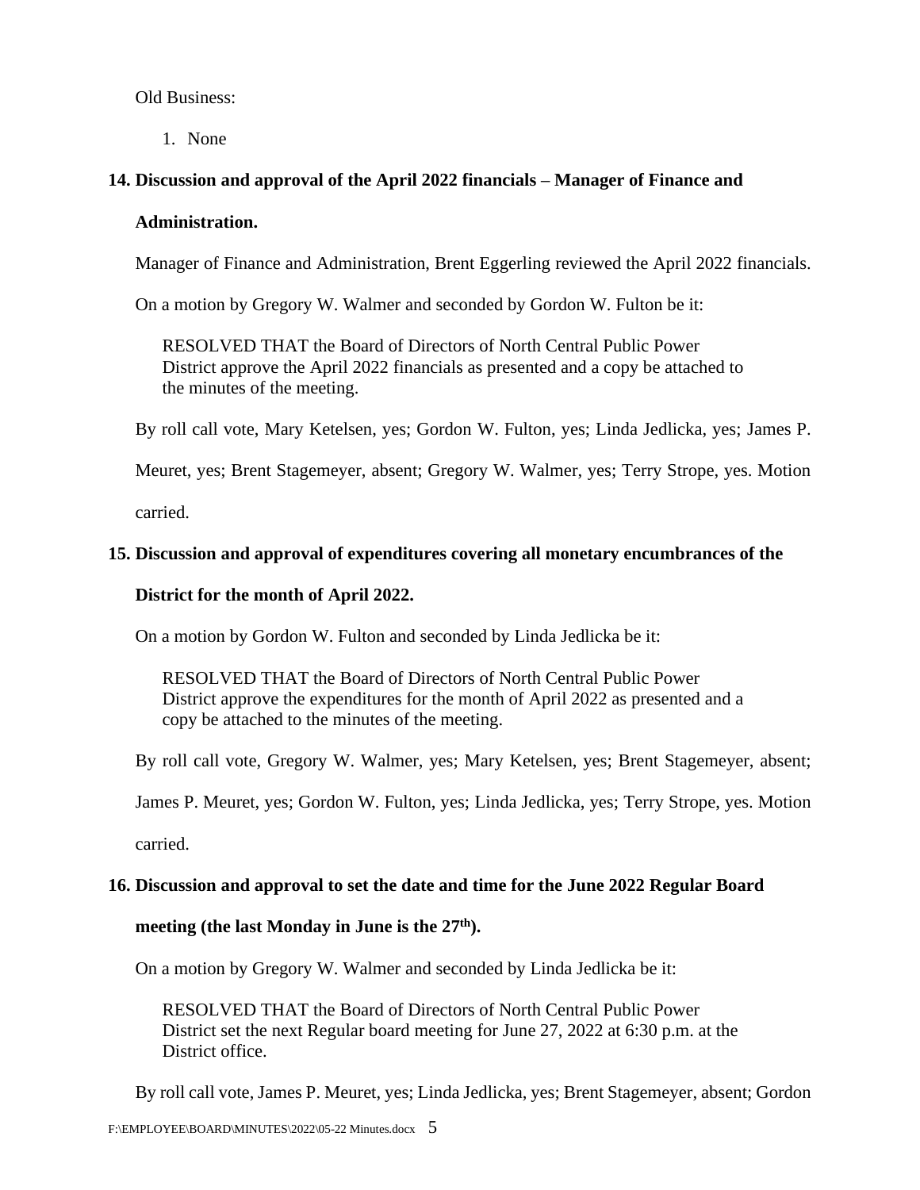Old Business:

1. None

**14. Discussion and approval of the April 2022 financials – Manager of Finance and Administration.**

Manager of Finance and Administration, Brent Eggerling reviewed the April 2022 financials.

On a motion by Gregory W. Walmer and seconded by Gordon W. Fulton be it:

> RESOLVED THAT the Board of Directors of North Central Public Power District approve the April 2022 financials as presented and a copy be attached to the minutes of the meeting.

By roll call vote, Mary Ketelsen, yes; Gordon W. Fulton, yes; Linda Jedlicka, yes; James P. Meuret, yes; Brent Stagemeyer, absent; Gregory W. Walmer, yes; Terry Strope, yes. Motion carried.

**15. Discussion and approval of expenditures covering all monetary encumbrances of the District for the month of April 2022.**

On a motion by Gordon W. Fulton and seconded by Linda Jedlicka be it:

> RESOLVED THAT the Board of Directors of North Central Public Power District approve the expenditures for the month of April 2022 as presented and a copy be attached to the minutes of the meeting.

By roll call vote, Gregory W. Walmer, yes; Mary Ketelsen, yes; Brent Stagemeyer, absent; James P. Meuret, yes; Gordon W. Fulton, yes; Linda Jedlicka, yes; Terry Strope, yes. Motion carried.

**16. Discussion and approval to set the date and time for the June 2022 Regular Board meeting (the last Monday in June is the 27th).**

On a motion by Gregory W. Walmer and seconded by Linda Jedlicka be it:

> RESOLVED THAT the Board of Directors of North Central Public Power District set the next Regular board meeting for June 27, 2022 at 6:30 p.m. at the District office.

By roll call vote, James P. Meuret, yes; Linda Jedlicka, yes; Brent Stagemeyer, absent; Gordon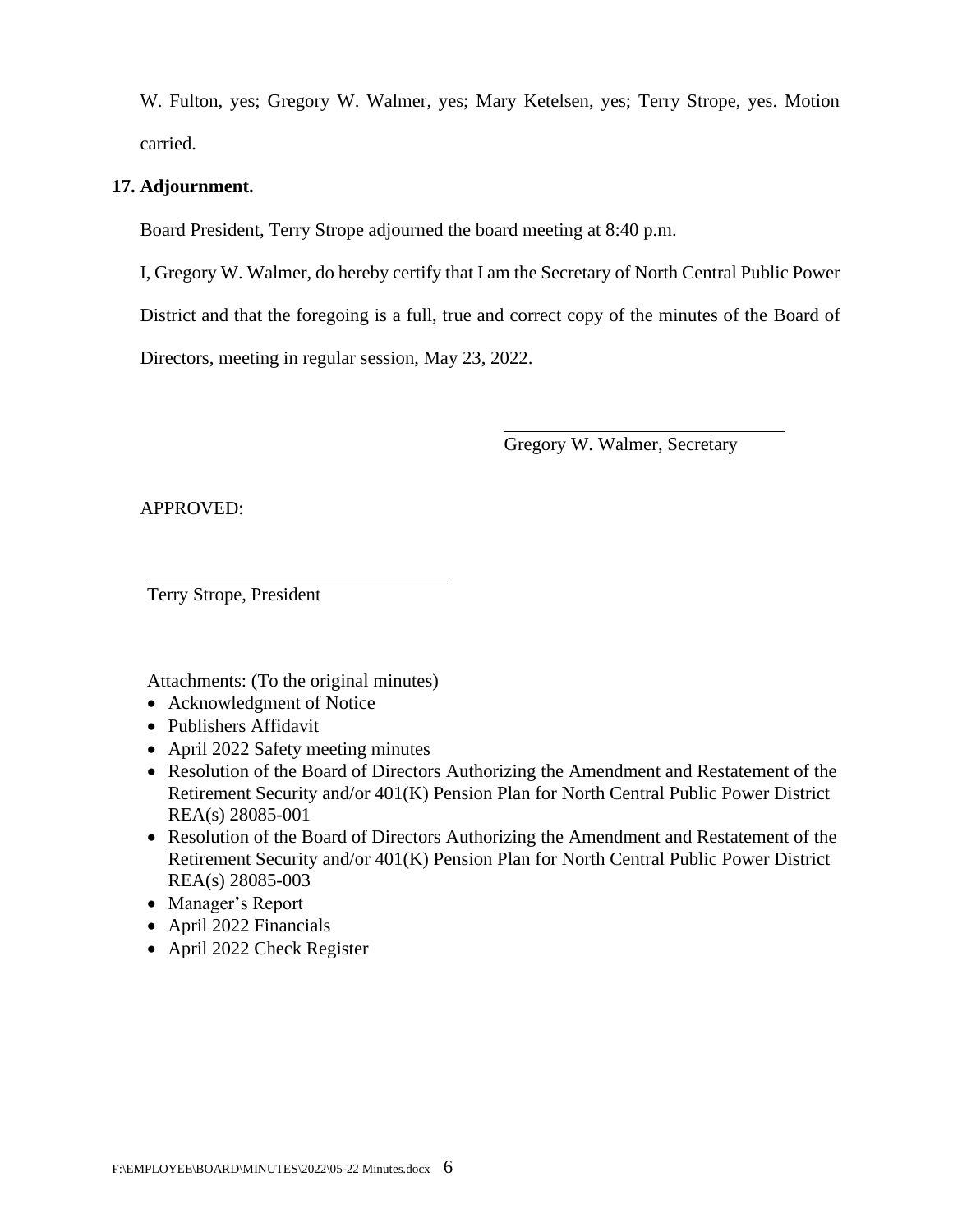W. Fulton, yes; Gregory W. Walmer, yes; Mary Ketelsen, yes; Terry Strope, yes. Motion carried.

**17. Adjournment.**

Board President, Terry Strope adjourned the board meeting at 8:40 p.m.

I, Gregory W. Walmer, do hereby certify that I am the Secretary of North Central Public Power District and that the foregoing is a full, true and correct copy of the minutes of the Board of Directors, meeting in regular session, May 23, 2022.

Gregory W. Walmer, Secretary

APPROVED:

Terry Strope, President

Attachments: (To the original minutes)

- Acknowledgment of Notice
- Publishers Affidavit
- April 2022 Safety meeting minutes
- Resolution of the Board of Directors Authorizing the Amendment and Restatement of the Retirement Security and/or 401(K) Pension Plan for North Central Public Power District REA(s) 28085-001
- Resolution of the Board of Directors Authorizing the Amendment and Restatement of the Retirement Security and/or 401(K) Pension Plan for North Central Public Power District REA(s) 28085-003
- Manager's Report
- April 2022 Financials
- April 2022 Check Register

F:\EMPLOYEE\BOARD\MINUTES\2022\05-22 Minutes.docx